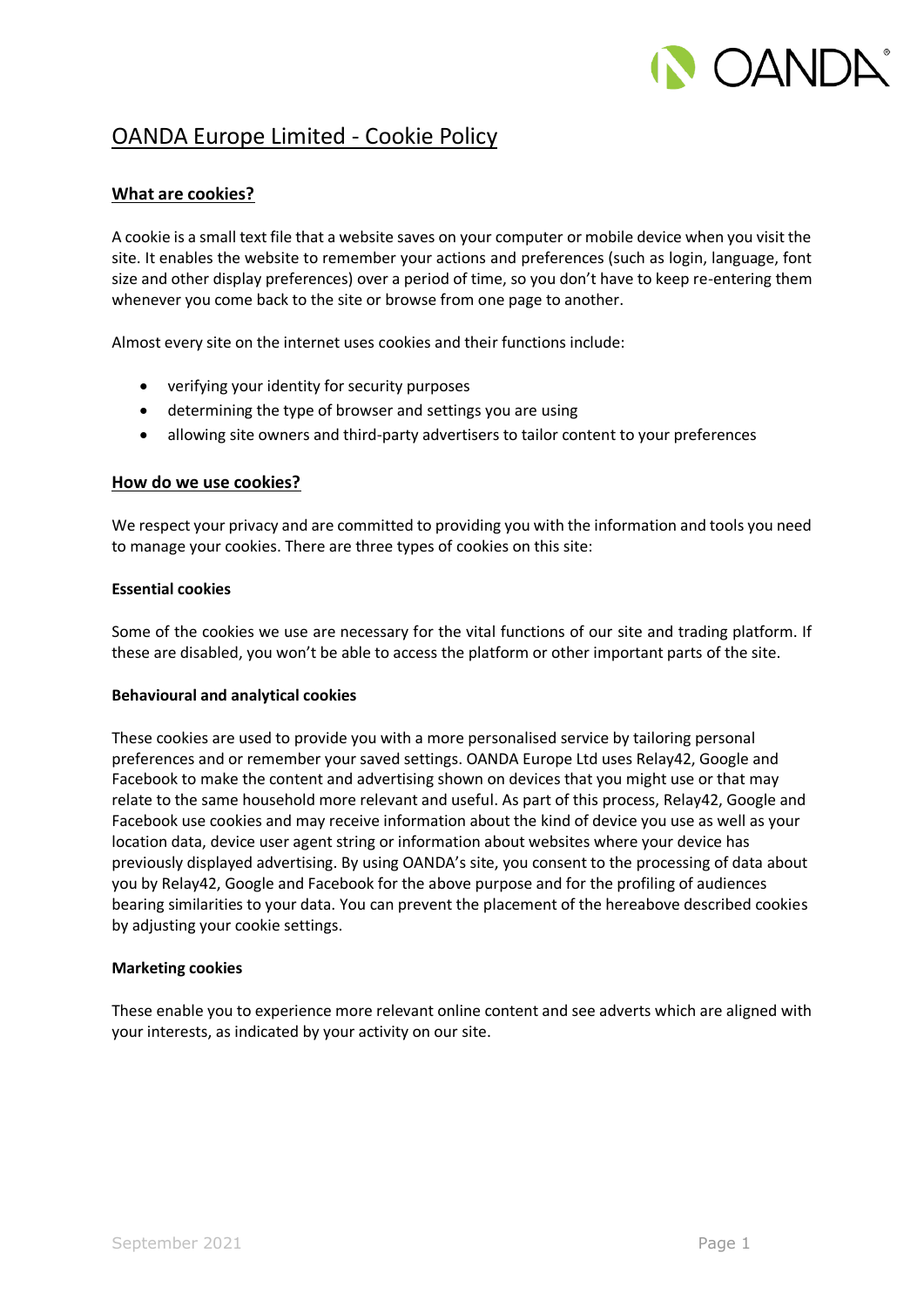# OANDA Europe Limited - Cookie Policy

## What are cookies?

A cookie is a small text file that a website saves on your computer or mobile device when you visit the site. It enables the website to remember your actions and preferences (such as login, language, font size and other display preferences) over a period of time, so you don't have to keep re-entering them whenever you come back to the site or browse from one page to another.

Almost every site on the internet uses cookies and their functions include:

- verifying your identity for security purposes
- determining the type of browser and settings you are using
- allowing site owners and third-party advertisers to tailor content to your preferences

## How do we use cookies?

We respect your privacy and are committed to providing you with the information and tools you need to manage your cookies. There are three types of cookies on this site:

### Essential cookies

Some of the cookies we use are necessary for the vital functions of our site and trading platform. If these are disabled, you won't be able to access the platform or other important parts of the site.

### Behavioural and analytical cookies

These cookies are used to provide you with a more personalised service by tailoring personal preferences and or remember your saved settings. OANDA Europe Ltd uses Relay42, Google and Facebook to make the content and advertising shown on devices that you might use or that may relate to the same household more relevant and useful. As part of this process, Relay42, Google and Facebook use cookies and may receive information about the kind of device you use as well as your location data, device user agent string or information about websites where your device has previously displayed advertising. By using OANDA's site, you consent to the processing of data about you by Relay42, Google and Facebook for the above purpose and for the profiling of audiences bearing similarities to your data. You can prevent the placement of the hereabove described cookies by adjusting your cookie settings.

### Marketing cookies

These enable you to experience more relevant online content and see adverts which are aligned with your interests, as indicated by your activity on our site.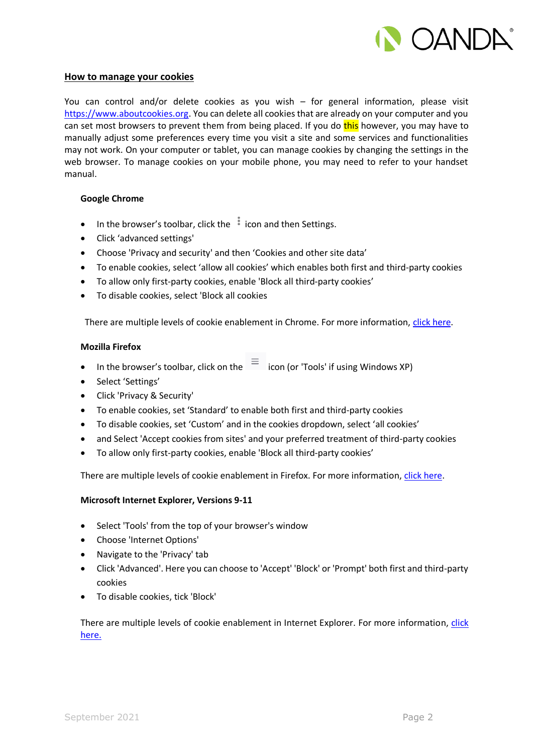## How to manage your cookies

You can control and/or delete cookies as you wish – for general information, please visit https://www.aboutcookies.org. You can delete all cookies that are already on your computer and you can set most browsers to prevent them from being placed. If you do this however, you may have to manually adjust some preferences every time you visit a site and some services and functionalities may not work. On your computer or tablet, you can manage cookies by changing the settings in the web browser. To manage cookies on your mobile phone, you may need to refer to your handset manual.

### Google Chrome

- In the browser's toolbar, click the ⋮ icon and then Settings.
- Click 'advanced settings'
- Choose 'Privacy and security' and then 'Cookies and other site data'
- To enable cookies, select 'allow all cookies' which enables both first and third-party cookies
- To allow only first-party cookies, enable 'Block all third-party cookies'
- To disable cookies, select 'Block all cookies

There are multiple levels of cookie enablement in Chrome. For more information, click here.

### Mozilla Firefox

- In the browser's toolbar, click on the ≡ icon (or 'Tools' if using Windows XP)
- Select 'Settings'
- Click 'Privacy & Security'
- To enable cookies, set 'Standard' to enable both first and third-party cookies
- To disable cookies, set 'Custom' and in the cookies dropdown, select 'all cookies'
- and Select 'Accept cookies from sites' and your preferred treatment of third-party cookies
- To allow only first-party cookies, enable 'Block all third-party cookies'

There are multiple levels of cookie enablement in Firefox. For more information, click here.

### Microsoft Internet Explorer, Versions 9-11

- Select 'Tools' from the top of your browser's window
- Choose 'Internet Options'
- Navigate to the 'Privacy' tab
- Click 'Advanced'. Here you can choose to 'Accept' 'Block' or 'Prompt' both first and third-party cookies
- To disable cookies, tick 'Block'

There are multiple levels of cookie enablement in Internet Explorer. For more information, click here.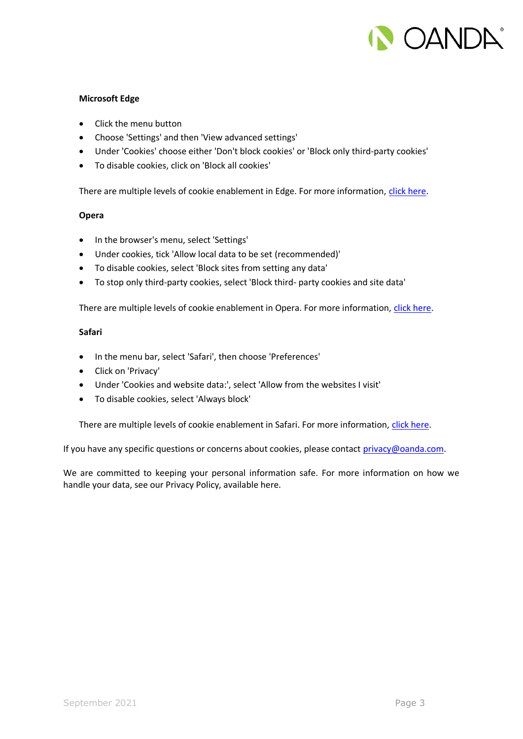**Microsoft Edge**

- Click the menu button
- Choose 'Settings' and then 'View advanced settings'
- Under 'Cookies' choose either 'Don't block cookies' or 'Block only third-party cookies'
- To disable cookies, click on 'Block all cookies'

There are multiple levels of cookie enablement in Edge. For more information, click here.

**Opera**

- In the browser's menu, select 'Settings'
- Under cookies, tick 'Allow local data to be set (recommended)'
- To disable cookies, select 'Block sites from setting any data'
- To stop only third-party cookies, select 'Block third- party cookies and site data'

There are multiple levels of cookie enablement in Opera. For more information, click here.

**Safari**

- In the menu bar, select 'Safari', then choose 'Preferences'
- Click on 'Privacy'
- Under 'Cookies and website data:', select 'Allow from the websites I visit'
- To disable cookies, select 'Always block'

There are multiple levels of cookie enablement in Safari. For more information, click here.

If you have any specific questions or concerns about cookies, please contact privacy@oanda.com.

We are committed to keeping your personal information safe. For more information on how we handle your data, see our Privacy Policy, available here.